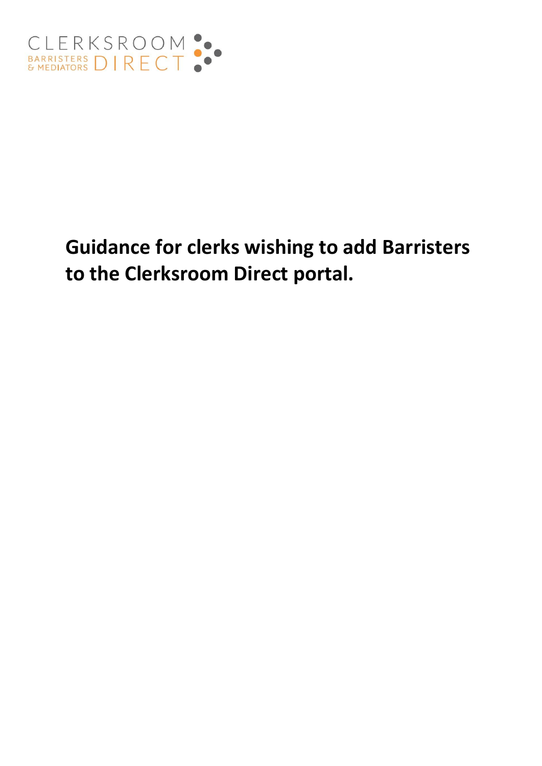CLERKSROOM BARRISTERS & MEDIATORS DIRECT

# Guidance for clerks wishing to add Barristers to the Clerksroom Direct portal.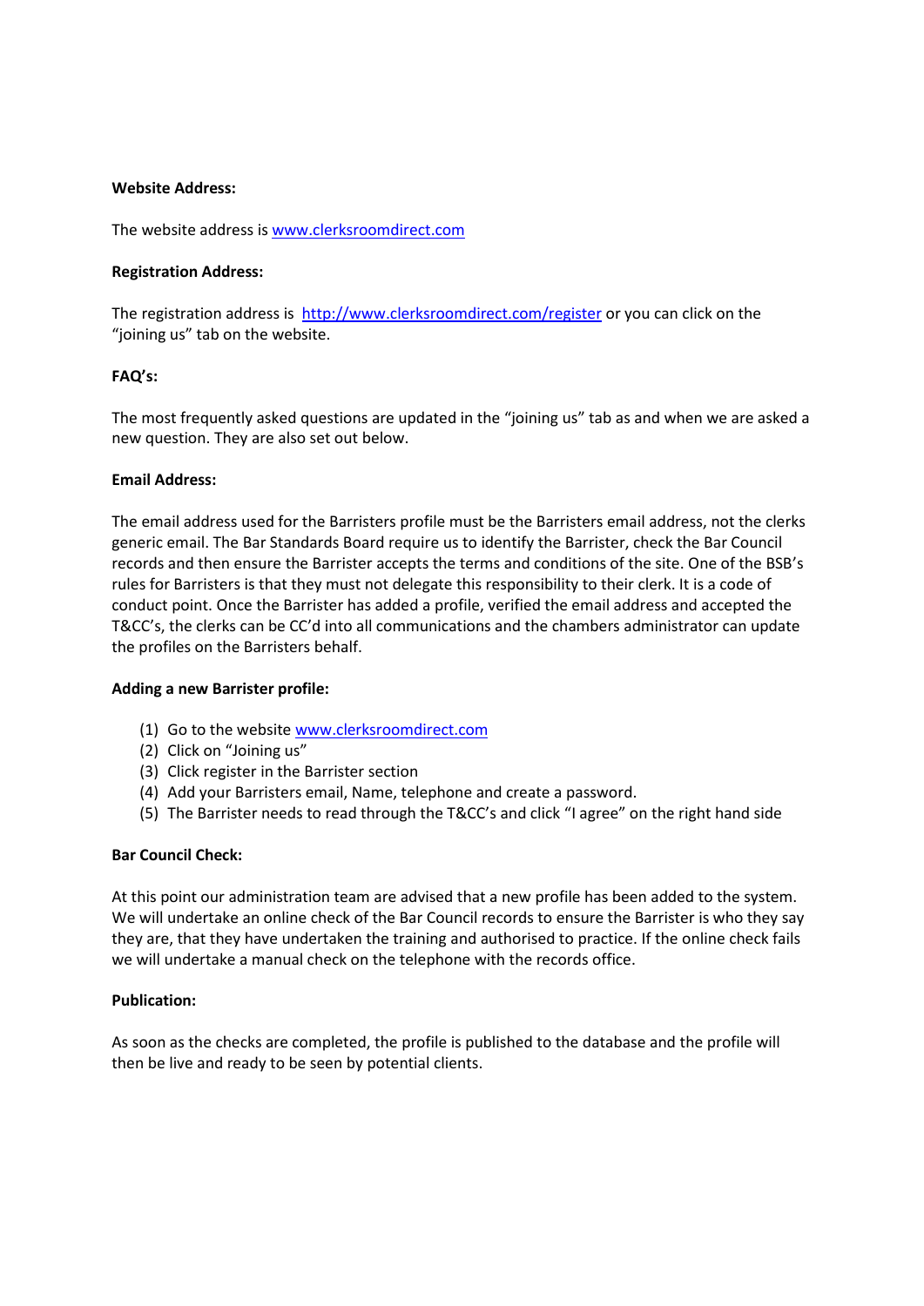**Website Address:**

The website address is www.clerksroomdirect.com

**Registration Address:**

The registration address is http://www.clerksroomdirect.com/register or you can click on the "joining us" tab on the website.

**FAQ's:**

The most frequently asked questions are updated in the "joining us" tab as and when we are asked a new question. They are also set out below.

**Email Address:**

The email address used for the Barristers profile must be the Barristers email address, not the clerks generic email. The Bar Standards Board require us to identify the Barrister, check the Bar Council records and then ensure the Barrister accepts the terms and conditions of the site. One of the BSB's rules for Barristers is that they must not delegate this responsibility to their clerk. It is a code of conduct point. Once the Barrister has added a profile, verified the email address and accepted the T&CC's, the clerks can be CC'd into all communications and the chambers administrator can update the profiles on the Barristers behalf.

**Adding a new Barrister profile:**

(1) Go to the website www.clerksroomdirect.com
(2) Click on "Joining us"
(3) Click register in the Barrister section
(4) Add your Barristers email, Name, telephone and create a password.
(5) The Barrister needs to read through the T&CC's and click "I agree" on the right hand side

**Bar Council Check:**

At this point our administration team are advised that a new profile has been added to the system. We will undertake an online check of the Bar Council records to ensure the Barrister is who they say they are, that they have undertaken the training and authorised to practice. If the online check fails we will undertake a manual check on the telephone with the records office.

**Publication:**

As soon as the checks are completed, the profile is published to the database and the profile will then be live and ready to be seen by potential clients.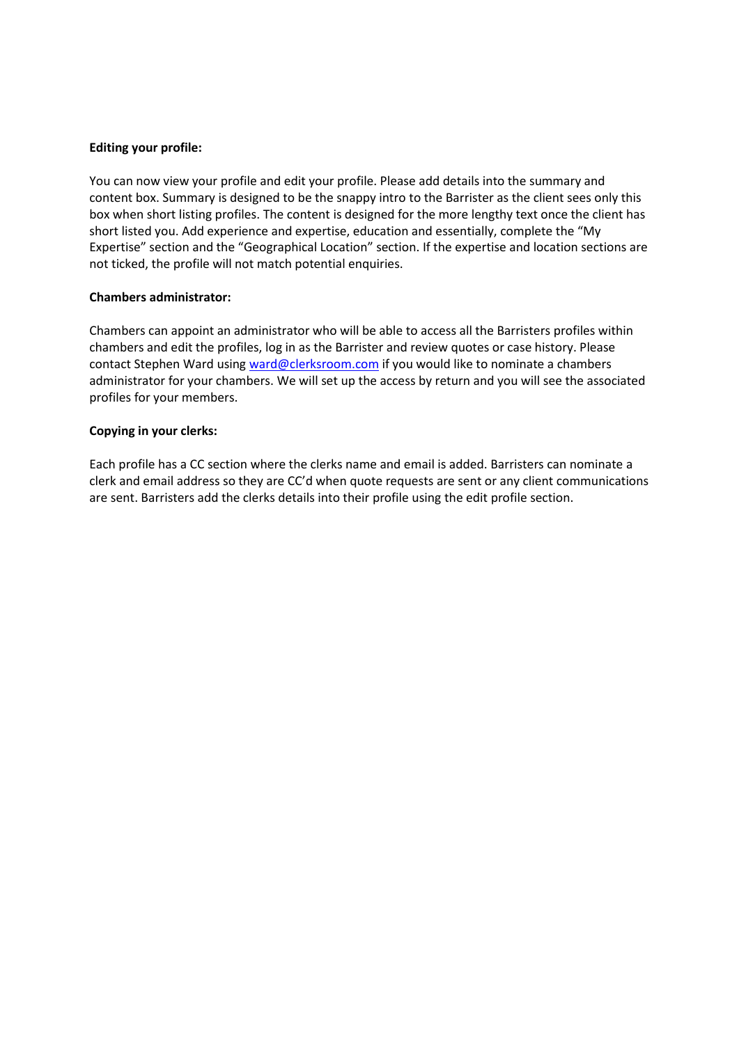**Editing your profile:**

You can now view your profile and edit your profile. Please add details into the summary and content box. Summary is designed to be the snappy intro to the Barrister as the client sees only this box when short listing profiles. The content is designed for the more lengthy text once the client has short listed you. Add experience and expertise, education and essentially, complete the "My Expertise" section and the "Geographical Location" section. If the expertise and location sections are not ticked, the profile will not match potential enquiries.

**Chambers administrator:**

Chambers can appoint an administrator who will be able to access all the Barristers profiles within chambers and edit the profiles, log in as the Barrister and review quotes or case history. Please contact Stephen Ward using [ward@clerksroom.com](mailto:ward@clerksroom.com) if you would like to nominate a chambers administrator for your chambers. We will set up the access by return and you will see the associated profiles for your members.

**Copying in your clerks:**

Each profile has a CC section where the clerks name and email is added. Barristers can nominate a clerk and email address so they are CC'd when quote requests are sent or any client communications are sent. Barristers add the clerks details into their profile using the edit profile section.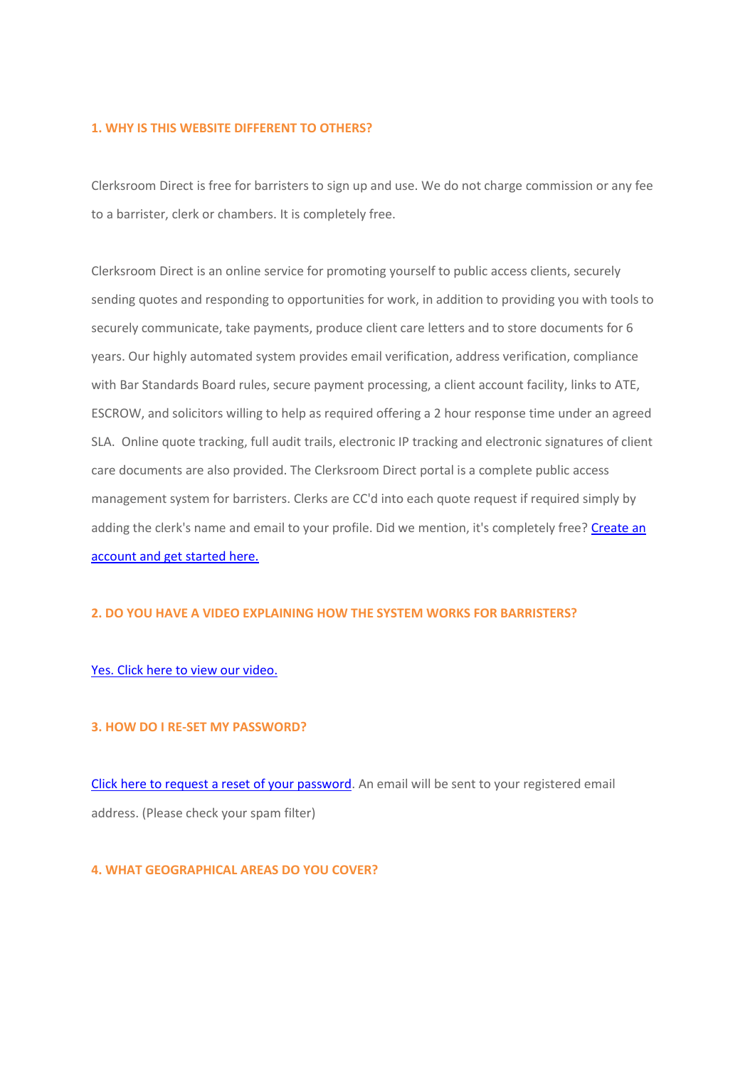### 1. WHY IS THIS WEBSITE DIFFERENT TO OTHERS?

Clerksroom Direct is free for barristers to sign up and use. We do not charge commission or any fee to a barrister, clerk or chambers. It is completely free.

Clerksroom Direct is an online service for promoting yourself to public access clients, securely sending quotes and responding to opportunities for work, in addition to providing you with tools to securely communicate, take payments, produce client care letters and to store documents for 6 years. Our highly automated system provides email verification, address verification, compliance with Bar Standards Board rules, secure payment processing, a client account facility, links to ATE, ESCROW, and solicitors willing to help as required offering a 2 hour response time under an agreed SLA. Online quote tracking, full audit trails, electronic IP tracking and electronic signatures of client care documents are also provided. The Clerksroom Direct portal is a complete public access management system for barristers. Clerks are CC'd into each quote request if required simply by adding the clerk's name and email to your profile. Did we mention, it's completely free? [Create an account and get started here.]()

### 2. DO YOU HAVE A VIDEO EXPLAINING HOW THE SYSTEM WORKS FOR BARRISTERS?

[Yes. Click here to view our video.]()

### 3. HOW DO I RE-SET MY PASSWORD?

[Click here to request a reset of your password](). An email will be sent to your registered email address. (Please check your spam filter)

### 4. WHAT GEOGRAPHICAL AREAS DO YOU COVER?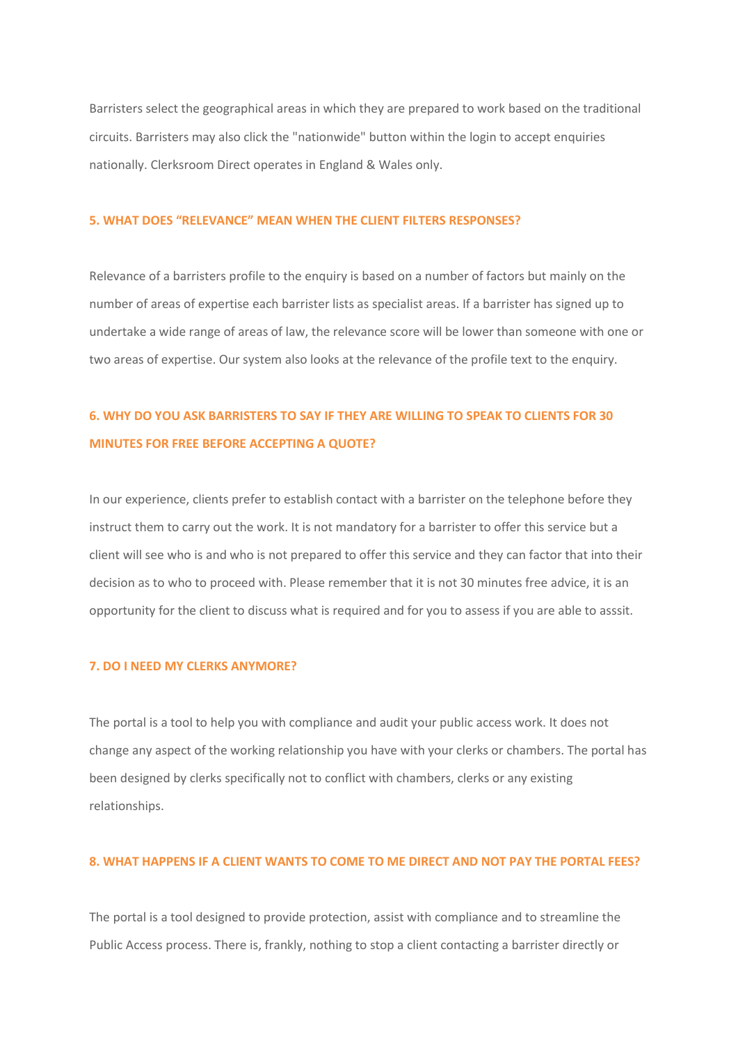Barristers select the geographical areas in which they are prepared to work based on the traditional circuits. Barristers may also click the "nationwide" button within the login to accept enquiries nationally. Clerksroom Direct operates in England & Wales only.

### 5. WHAT DOES "RELEVANCE" MEAN WHEN THE CLIENT FILTERS RESPONSES?

Relevance of a barristers profile to the enquiry is based on a number of factors but mainly on the number of areas of expertise each barrister lists as specialist areas. If a barrister has signed up to undertake a wide range of areas of law, the relevance score will be lower than someone with one or two areas of expertise. Our system also looks at the relevance of the profile text to the enquiry.

### 6. WHY DO YOU ASK BARRISTERS TO SAY IF THEY ARE WILLING TO SPEAK TO CLIENTS FOR 30 MINUTES FOR FREE BEFORE ACCEPTING A QUOTE?

In our experience, clients prefer to establish contact with a barrister on the telephone before they instruct them to carry out the work. It is not mandatory for a barrister to offer this service but a client will see who is and who is not prepared to offer this service and they can factor that into their decision as to who to proceed with. Please remember that it is not 30 minutes free advice, it is an opportunity for the client to discuss what is required and for you to assess if you are able to asssit.

### 7. DO I NEED MY CLERKS ANYMORE?

The portal is a tool to help you with compliance and audit your public access work. It does not change any aspect of the working relationship you have with your clerks or chambers. The portal has been designed by clerks specifically not to conflict with chambers, clerks or any existing relationships.

### 8. WHAT HAPPENS IF A CLIENT WANTS TO COME TO ME DIRECT AND NOT PAY THE PORTAL FEES?

The portal is a tool designed to provide protection, assist with compliance and to streamline the Public Access process. There is, frankly, nothing to stop a client contacting a barrister directly or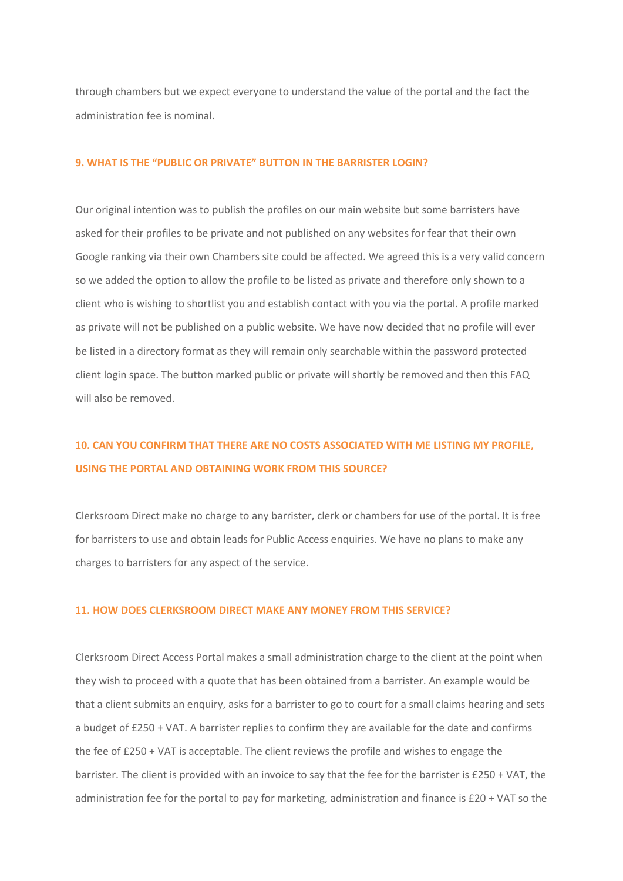through chambers but we expect everyone to understand the value of the portal and the fact the administration fee is nominal.

### 9. WHAT IS THE "PUBLIC OR PRIVATE" BUTTON IN THE BARRISTER LOGIN?

Our original intention was to publish the profiles on our main website but some barristers have asked for their profiles to be private and not published on any websites for fear that their own Google ranking via their own Chambers site could be affected. We agreed this is a very valid concern so we added the option to allow the profile to be listed as private and therefore only shown to a client who is wishing to shortlist you and establish contact with you via the portal. A profile marked as private will not be published on a public website. We have now decided that no profile will ever be listed in a directory format as they will remain only searchable within the password protected client login space. The button marked public or private will shortly be removed and then this FAQ will also be removed.

### 10. CAN YOU CONFIRM THAT THERE ARE NO COSTS ASSOCIATED WITH ME LISTING MY PROFILE, USING THE PORTAL AND OBTAINING WORK FROM THIS SOURCE?

Clerksroom Direct make no charge to any barrister, clerk or chambers for use of the portal. It is free for barristers to use and obtain leads for Public Access enquiries. We have no plans to make any charges to barristers for any aspect of the service.

### 11. HOW DOES CLERKSROOM DIRECT MAKE ANY MONEY FROM THIS SERVICE?

Clerksroom Direct Access Portal makes a small administration charge to the client at the point when they wish to proceed with a quote that has been obtained from a barrister. An example would be that a client submits an enquiry, asks for a barrister to go to court for a small claims hearing and sets a budget of £250 + VAT. A barrister replies to confirm they are available for the date and confirms the fee of £250 + VAT is acceptable. The client reviews the profile and wishes to engage the barrister. The client is provided with an invoice to say that the fee for the barrister is £250 + VAT, the administration fee for the portal to pay for marketing, administration and finance is £20 + VAT so the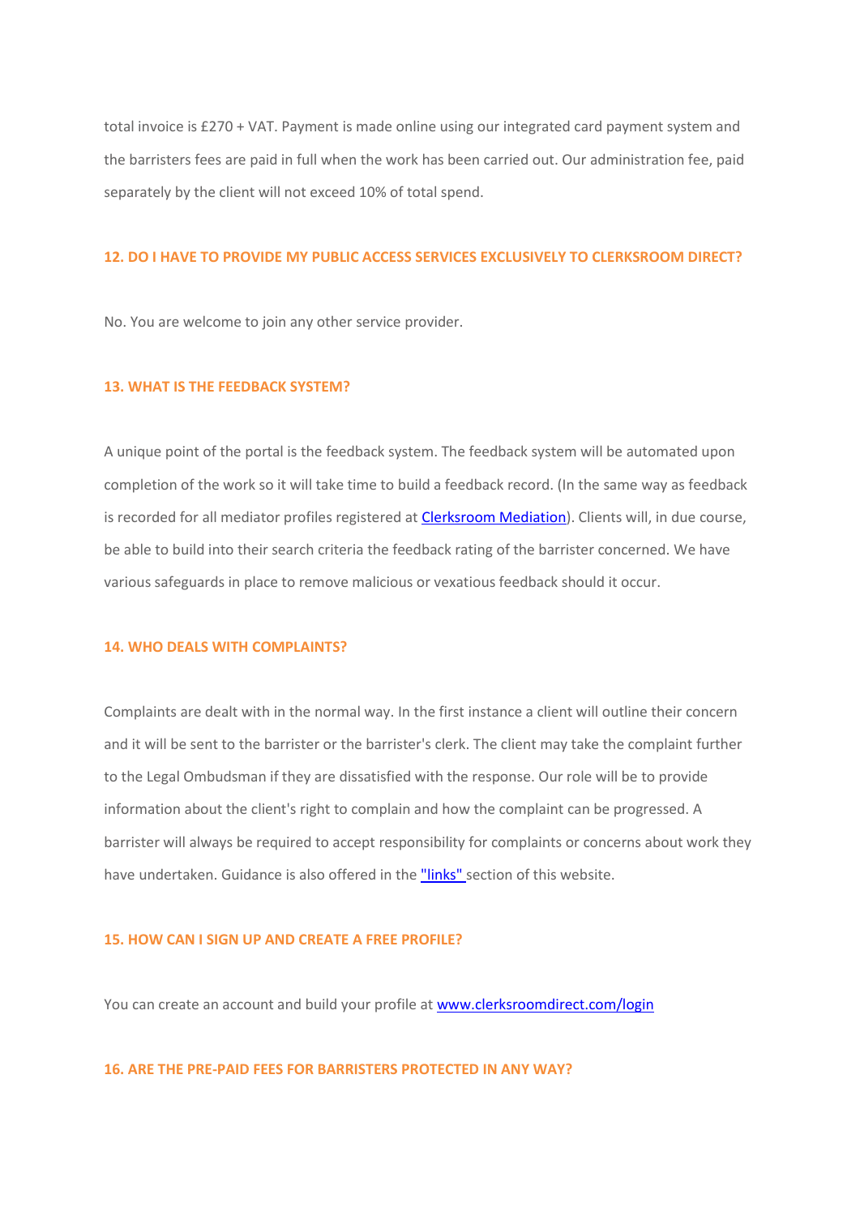total invoice is £270 + VAT. Payment is made online using our integrated card payment system and the barristers fees are paid in full when the work has been carried out. Our administration fee, paid separately by the client will not exceed 10% of total spend.

### 12. DO I HAVE TO PROVIDE MY PUBLIC ACCESS SERVICES EXCLUSIVELY TO CLERKSROOM DIRECT?

No. You are welcome to join any other service provider.

### 13. WHAT IS THE FEEDBACK SYSTEM?

A unique point of the portal is the feedback system. The feedback system will be automated upon completion of the work so it will take time to build a feedback record. (In the same way as feedback is recorded for all mediator profiles registered at [Clerksroom Mediation](Clerksroom Mediation)). Clients will, in due course, be able to build into their search criteria the feedback rating of the barrister concerned. We have various safeguards in place to remove malicious or vexatious feedback should it occur.

### 14. WHO DEALS WITH COMPLAINTS?

Complaints are dealt with in the normal way. In the first instance a client will outline their concern and it will be sent to the barrister or the barrister's clerk. The client may take the complaint further to the Legal Ombudsman if they are dissatisfied with the response. Our role will be to provide information about the client's right to complain and how the complaint can be progressed. A barrister will always be required to accept responsibility for complaints or concerns about work they have undertaken. Guidance is also offered in the "links" section of this website.

### 15. HOW CAN I SIGN UP AND CREATE A FREE PROFILE?

You can create an account and build your profile at [www.clerksroomdirect.com/login](www.clerksroomdirect.com/login)

### 16. ARE THE PRE-PAID FEES FOR BARRISTERS PROTECTED IN ANY WAY?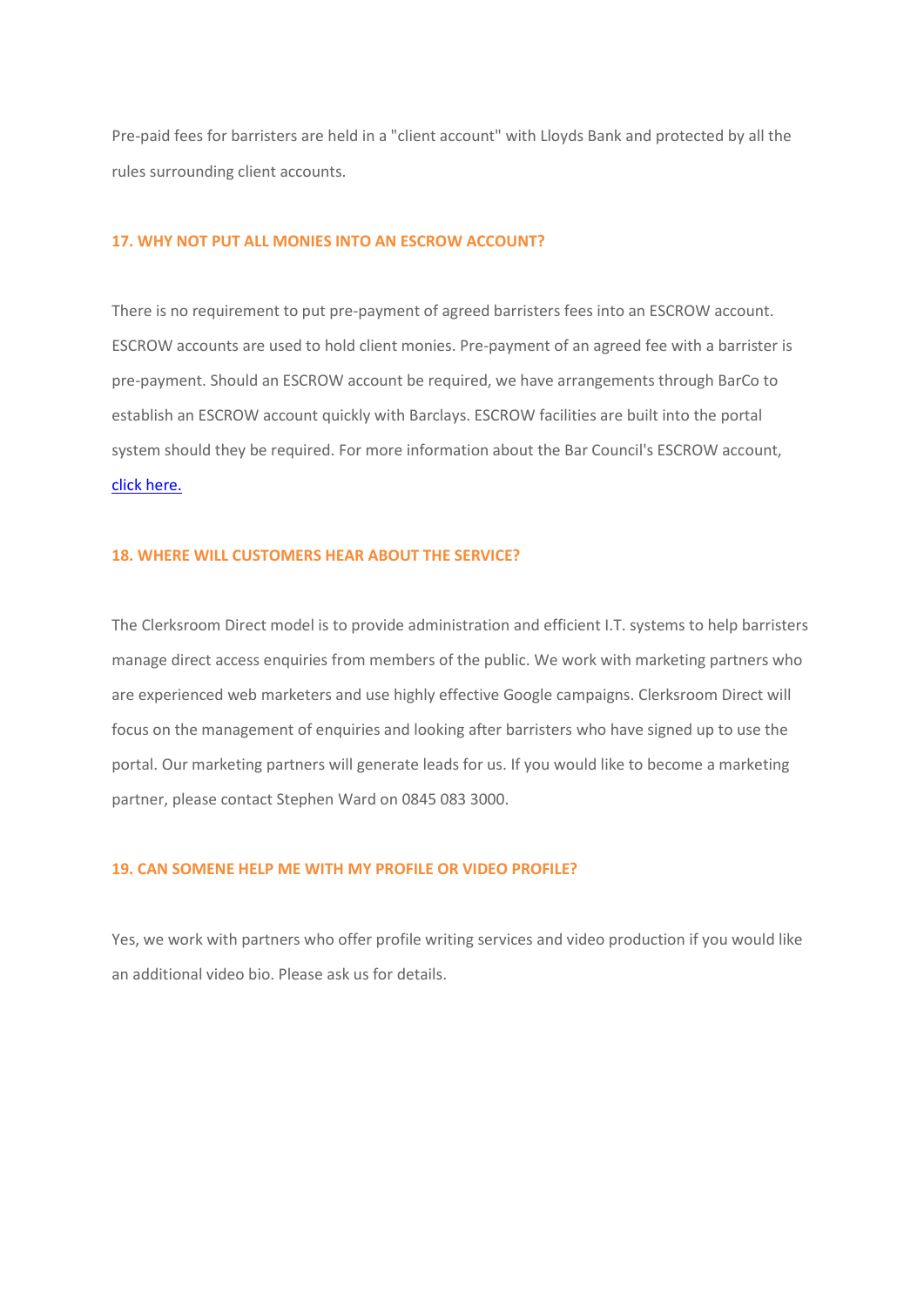Pre-paid fees for barristers are held in a "client account" with Lloyds Bank and protected by all the rules surrounding client accounts.

### 17. WHY NOT PUT ALL MONIES INTO AN ESCROW ACCOUNT?

There is no requirement to put pre-payment of agreed barristers fees into an ESCROW account. ESCROW accounts are used to hold client monies. Pre-payment of an agreed fee with a barrister is pre-payment. Should an ESCROW account be required, we have arrangements through BarCo to establish an ESCROW account quickly with Barclays. ESCROW facilities are built into the portal system should they be required. For more information about the Bar Council's ESCROW account, click here.

### 18. WHERE WILL CUSTOMERS HEAR ABOUT THE SERVICE?

The Clerksroom Direct model is to provide administration and efficient I.T. systems to help barristers manage direct access enquiries from members of the public. We work with marketing partners who are experienced web marketers and use highly effective Google campaigns. Clerksroom Direct will focus on the management of enquiries and looking after barristers who have signed up to use the portal. Our marketing partners will generate leads for us. If you would like to become a marketing partner, please contact Stephen Ward on 0845 083 3000.

### 19. CAN SOMENE HELP ME WITH MY PROFILE OR VIDEO PROFILE?

Yes, we work with partners who offer profile writing services and video production if you would like an additional video bio. Please ask us for details.